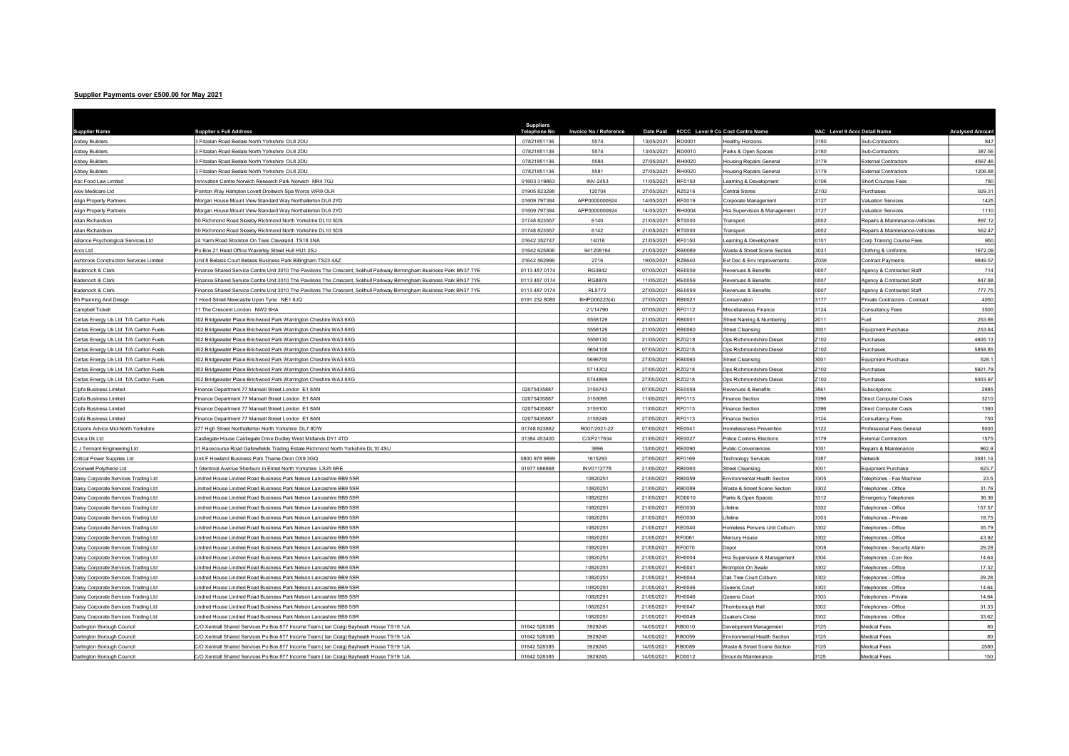## Supplier Payments over £500.00 for May 2021

| Supplier Name | Supplier s Full Address | Suppliers Telephone No | Invoice No / Reference | Date Paid | 9CCC Level 9 Co | Cost Centre Name | 9AC Level 9 Acco | Detail Name | Analysed Amount |
|---|---|---|---|---|---|---|---|---|---|
| Abbey Builders | 3 Fitzalan Road Bedale North Yorkshire DL8 2DU | 07821851136 | 5574 | 13/05/2021 | RD0001 | Healthy Horizons | 3180 | Sub-Contractors | 847 |
| Abbey Builders | 3 Fitzalan Road Bedale North Yorkshire DL8 2DU | 07821851136 | 5574 | 13/05/2021 | RD0010 | Parks & Open Spaces | 3180 | Sub-Contractors | 387.56 |
| Abbey Builders | 3 Fitzalan Road Bedale North Yorkshire DL8 2DU | 07821851136 | 5580 | 27/05/2021 | RH0020 | Housing Repairs General | 3179 | External Contractors | 4567.46 |
| Abbey Builders | 3 Fitzalan Road Bedale North Yorkshire DL8 2DU | 07821851136 | 5581 | 27/05/2021 | RH0020 | Housing Repairs General | 3179 | External Contractors | 1206.88 |
| Abc Food Law Limited | Innovation Centre Norwich Research Park Norwich NR4 7GJ | 01603 319863 | INV-2453 | 11/05/2021 | RF0150 | Learning & Development | 0106 | Short Courses Fees | 780 |
| Akw Medicare Ltd | Pointon Way Hampton Lovett Droitwich Spa Worcs WR9 OLR | 01905 823298 | 120704 | 27/05/2021 | RZ0216 | Central Stores | Z102 | Purchases | 929.31 |
| Align Property Partners | Morgan House Mount View Standard Way Northallerton DL6 2YD | 01609 797384 | APP0000000924 | 14/05/2021 | RF0019 | Corporate Management | 3127 | Valuation Services | 1425 |
| Align Property Partners | Morgan House Mount View Standard Way Northallerton DL6 2YD | 01609 797384 | APP0000000924 | 14/05/2021 | RH0004 | Hra Supervision & Management | 3127 | Valuation Services | 1110 |
| Allan Richardson | 50 Richmond Road Skeeby Richmond North Yorkshire DL10 5DS | 01748 823557 | 6140 | 21/05/2021 | RT0000 | Transport | 2002 | Repairs & Maintenance-Vehicles | 897.12 |
| Allan Richardson | 50 Richmond Road Skeeby Richmond North Yorkshire DL10 5DS | 01748 823557 | 6142 | 21/05/2021 | RT0000 | Transport | 2002 | Repairs & Maintenance-Vehicles | 562.47 |
| Alliance Psychological Services Ltd | 24 Yarm Road Stockton On Tees Cleveland TS18 3NA | 01642 352747 | 14016 | 21/05/2021 | RF0150 | Learning & Development | 0101 | Corp Training Course Fees | 950 |
| Arco Ltd | Po Box 21 Head Office Waverley Street Hull HU1 2SJ | 01642 625806 | 941208194 | 21/05/2021 | RB0089 | Waste & Street Scene Section | 3031 | Clothing & Uniforms | 1672.09 |
| Ashbrook Construction Services Limited | Unit 8 Belasis Court Belasis Business Park Billingham TS23 4AZ | 01642 562999 | 2716 | 19/05/2021 | RZ6640 | Ext Dec & Env Improvements | Z036 | Contract Payments | 9849.57 |
| Badenoch & Clark | Finance Shared Service Centre Unit 3010 The Pavilions The Crescent, Solihull Parkway Birmingham Business Park BN37 7YE | 0113 487 0174 | RG3842 | 07/05/2021 | RE0059 | Revenues & Benefits | 0007 | Agency & Contracted Staff | 714 |
| Badenoch & Clark | Finance Shared Service Centre Unit 3010 The Pavilions The Crescent, Solihull Parkway Birmingham Business Park BN37 7YE | 0113 487 0174 | RG8878 | 11/05/2021 | RE0059 | Revenues & Benefits | 0007 | Agency & Contracted Staff | 847.88 |
| Badenoch & Clark | Finance Shared Service Centre Unit 3010 The Pavilions The Crescent, Solihull Parkway Birmingham Business Park BN37 7YE | 0113 487 0174 | RL5772 | 27/05/2021 | RE0059 | Revenues & Benefits | 0007 | Agency & Contracted Staff | 777.75 |
| Bh Planning And Design | 1 Hood Street Newcastle Upon Tyne NE1 6JQ | 0191 232 8080 | BHPD00223(4) | 27/05/2021 | RB0021 | Conservation | 3177 | Private Contractors - Contract | 4050 |
| Campbell Tickell | 11 The Crescent London NW2 6HA | | 21/14790 | 07/05/2021 | RF0112 | Miscellaneous Finance | 3124 | Consultancy Fees | 3500 |
| Certas Energy Uk Ltd T/A Carlton Fuels | 302 Bridgewater Place Birchwood Park Warrington Cheshire WA3 6XG | | 5558129 | 21/05/2021 | RB0001 | Street Naming & Numbering | 2011 | Fuel | 253.66 |
| Certas Energy Uk Ltd T/A Carlton Fuels | 302 Bridgewater Place Birchwood Park Warrington Cheshire WA3 6XG | | 5558129 | 21/05/2021 | RB0060 | Street Cleansing | 3001 | Equipment Purchase | 253.64 |
| Certas Energy Uk Ltd T/A Carlton Fuels | 302 Bridgewater Place Birchwood Park Warrington Cheshire WA3 6XG | | 5558130 | 21/05/2021 | RZ0218 | Ops Richmondshire Diesel | Z102 | Purchases | 4605.13 |
| Certas Energy Uk Ltd T/A Carlton Fuels | 302 Bridgewater Place Birchwood Park Warrington Cheshire WA3 6XG | | 5654108 | 07/05/2021 | RZ0218 | Ops Richmondshire Diesel | Z102 | Purchases | 5858.85 |
| Certas Energy Uk Ltd T/A Carlton Fuels | 302 Bridgewater Place Birchwood Park Warrington Cheshire WA3 6XG | | 5696700 | 27/05/2021 | RB0060 | Street Cleansing | 3001 | Equipment Purchase | 528.1 |
| Certas Energy Uk Ltd T/A Carlton Fuels | 302 Bridgewater Place Birchwood Park Warrington Cheshire WA3 6XG | | 5714302 | 27/05/2021 | RZ0218 | Ops Richmondshire Diesel | Z102 | Purchases | 5921.79 |
| Certas Energy Uk Ltd T/A Carlton Fuels | 302 Bridgewater Place Birchwood Park Warrington Cheshire WA3 6XG | | 5744899 | 27/05/2021 | RZ0218 | Ops Richmondshire Diesel | Z102 | Purchases | 5003.97 |
| Cipfa Business Limited | Finance Department 77 Mansell Street London E1 8AN | 02075435887 | 3156743 | 07/05/2021 | RE0059 | Revenues & Benefits | 3561 | Subscriptions | 2985 |
| Cipfa Business Limited | Finance Department 77 Mansell Street London E1 8AN | 02075435887 | 3159095 | 11/05/2021 | RF0113 | Finance Section | 3396 | Direct Computer Costs | 3210 |
| Cipfa Business Limited | Finance Department 77 Mansell Street London E1 8AN | 02075435887 | 3159100 | 11/05/2021 | RF0113 | Finance Section | 3396 | Direct Computer Costs | 1360 |
| Cipfa Business Limited | Finance Department 77 Mansell Street London E1 8AN | 02075435887 | 3159249 | 27/05/2021 | RF0113 | Finance Section | 3124 | Consultancy Fees | 750 |
| Citizens Advice Mid-North Yorkshire | 277 High Street Northallerton North Yorkshire DL7 8DW | 01748 823862 | R007/2021-22 | 07/05/2021 | RE0041 | Homelessness Prevention | 3122 | Professional Fees General | 5000 |
| Civica Uk Ltd | Castlegate House Castlegate Drive Dudley West Midlands DY1 4TD | 01384 453400 | C/XP217634 | 21/05/2021 | RE0027 | Police Commis Elections | 3179 | External Contractors | 1575 |
| C J Tennant Engineering Ltd | 31 Racecourse Road Gallowfields Trading Estate Richmond North Yorkshire DL10 4SU | | 3896 | 13/05/2021 | RE0090 | Public Conveniences | 1001 | Repairs & Maintenance | 962.9 |
| Critical Power Supplies Ltd | Unit F Howland Business Park Thame Oxon OX9 3GQ | 0800 978 9899 | 1615293 | 27/05/2021 | RF0169 | Technology Services | 3387 | Network | 3581.14 |
| Cromwell Polythene Ltd | 1 Glentrool Avenue Sherburn In Elmet North Yorkshire LS25 6RE | 01977 686868 | INV0112778 | 21/05/2021 | RB0060 | Street Cleansing | 3001 | Equipment Purchase | 623.7 |
| Daisy Corporate Services Trading Ltd | Lindred House Lindred Road Business Park Nelson Lancashire BB9 5SR | | 10820251 | 21/05/2021 | RB0059 | Environmental Health Section | 3305 | Telephones - Fax Machine | 23.5 |
| Daisy Corporate Services Trading Ltd | Lindred House Lindred Road Business Park Nelson Lancashire BB9 5SR | | 10820251 | 21/05/2021 | RB0089 | Waste & Street Scene Section | 3302 | Telephones - Office | 31.76 |
| Daisy Corporate Services Trading Ltd | Lindred House Lindred Road Business Park Nelson Lancashire BB9 5SR | | 10820251 | 21/05/2021 | RD0010 | Parks & Open Spaces | 3312 | Emergency Telephones | 36.36 |
| Daisy Corporate Services Trading Ltd | Lindred House Lindred Road Business Park Nelson Lancashire BB9 5SR | | 10820251 | 21/05/2021 | RE0030 | Lifeline | 3302 | Telephones - Office | 157.57 |
| Daisy Corporate Services Trading Ltd | Lindred House Lindred Road Business Park Nelson Lancashire BB9 5SR | | 10820251 | 21/05/2021 | RE0030 | Lifeline | 3303 | Telephones - Private | 18.75 |
| Daisy Corporate Services Trading Ltd | Lindred House Lindred Road Business Park Nelson Lancashire BB9 5SR | | 10820251 | 21/05/2021 | RE0040 | Homeless Persons Unit Colburn | 3302 | Telephones - Office | 35.79 |
| Daisy Corporate Services Trading Ltd | Lindred House Lindred Road Business Park Nelson Lancashire BB9 5SR | | 10820251 | 21/05/2021 | RF0061 | Mercury House | 3302 | Telephones - Office | 43.92 |
| Daisy Corporate Services Trading Ltd | Lindred House Lindred Road Business Park Nelson Lancashire BB9 5SR | | 10820251 | 21/05/2021 | RF0070 | Depot | 3308 | Telephones - Security Alarm | 29.28 |
| Daisy Corporate Services Trading Ltd | Lindred House Lindred Road Business Park Nelson Lancashire BB9 5SR | | 10820251 | 21/05/2021 | RH0004 | Hra Supervision & Management | 3304 | Telephones - Coin Box | 14.64 |
| Daisy Corporate Services Trading Ltd | Lindred House Lindred Road Business Park Nelson Lancashire BB9 5SR | | 10820251 | 21/05/2021 | RH0041 | Brompton On Swale | 3302 | Telephones - Office | 17.32 |
| Daisy Corporate Services Trading Ltd | Lindred House Lindred Road Business Park Nelson Lancashire BB9 5SR | | 10820251 | 21/05/2021 | RH0044 | Oak Tree Court Colburn | 3302 | Telephones - Office | 29.28 |
| Daisy Corporate Services Trading Ltd | Lindred House Lindred Road Business Park Nelson Lancashire BB9 5SR | | 10820251 | 21/05/2021 | RH0046 | Queens Court | 3302 | Telephones - Office | 14.64 |
| Daisy Corporate Services Trading Ltd | Lindred House Lindred Road Business Park Nelson Lancashire BB9 5SR | | 10820251 | 21/05/2021 | RH0046 | Queens Court | 3303 | Telephones - Private | 14.64 |
| Daisy Corporate Services Trading Ltd | Lindred House Lindred Road Business Park Nelson Lancashire BB9 5SR | | 10820251 | 21/05/2021 | RH0047 | Thornborough Hall | 3302 | Telephones - Office | 31.33 |
| Daisy Corporate Services Trading Ltd | Lindred House Lindred Road Business Park Nelson Lancashire BB9 5SR | | 10820251 | 21/05/2021 | RH0049 | Quakers Close | 3302 | Telephones - Office | 33.62 |
| Darlington Borough Council | C/O Xentrall Shared Services Po Box 877 Income Team ( Ian Craig) Bayheath House TS19 1JA | 01642 528385 | 3929245 | 14/05/2021 | RB0010 | Development Management | 3125 | Medical Fees | 80 |
| Darlington Borough Council | C/O Xentrall Shared Services Po Box 877 Income Team ( Ian Craig) Bayheath House TS19 1JA | 01642 528385 | 3929245 | 14/05/2021 | RB0059 | Environmental Health Section | 3125 | Medical Fees | 80 |
| Darlington Borough Council | C/O Xentrall Shared Services Po Box 877 Income Team ( Ian Craig) Bayheath House TS19 1JA | 01642 528385 | 3929245 | 14/05/2021 | RB0089 | Waste & Street Scene Section | 3125 | Medical Fees | 2580 |
| Darlington Borough Council | C/O Xentrall Shared Services Po Box 877 Income Team ( Ian Craig) Bayheath House TS19 1JA | 01642 528385 | 3929245 | 14/05/2021 | RD0012 | Grounds Maintenance | 3125 | Medical Fees | 150 |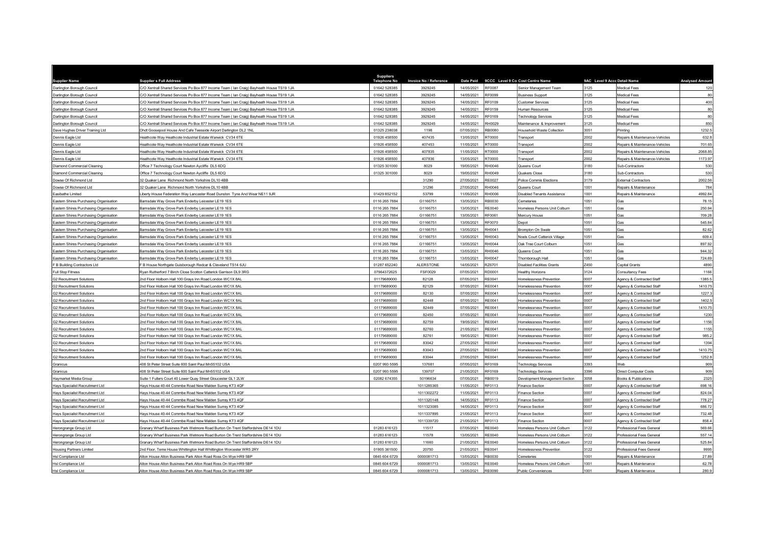| Supplier Name | Supplier s Full Address | Suppliers Telephone No | Invoice No / Reference | Date Paid | 9CCC Level 9 Co | Cost Centre Name | 9AC Level 9 Acc | Detail Name | Analysed Amount |
|---|---|---|---|---|---|---|---|---|---|
| Darlington Borough Council | C/O Xentrall Shared Services Po Box 877 Income Team ( Ian Craig) Bayheath House TS19 1JA | 01642 528385 | 3929245 | 14/05/2021 | RF0087 | Senior Management Team | 3125 | Medical Fees | 120 |
| Darlington Borough Council | C/O Xentrall Shared Services Po Box 877 Income Team ( Ian Craig) Bayheath House TS19 1JA | 01642 528385 | 3929245 | 14/05/2021 | RF0099 | Business Support | 3125 | Medical Fees | 80 |
| Darlington Borough Council | C/O Xentrall Shared Services Po Box 877 Income Team ( Ian Craig) Bayheath House TS19 1JA | 01642 528385 | 3929245 | 14/05/2021 | RF0109 | Customer Services | 3125 | Medical Fees | 400 |
| Darlington Borough Council | C/O Xentrall Shared Services Po Box 877 Income Team ( Ian Craig) Bayheath House TS19 1JA | 01642 528385 | 3929245 | 14/05/2021 | RF0159 | Human Resources | 3125 | Medical Fees | 80 |
| Darlington Borough Council | C/O Xentrall Shared Services Po Box 877 Income Team ( Ian Craig) Bayheath House TS19 1JA | 01642 528385 | 3929245 | 14/05/2021 | RF0169 | Technology Services | 3125 | Medical Fees | 80 |
| Darlington Borough Council | C/O Xentrall Shared Services Po Box 877 Income Team ( Ian Craig) Bayheath House TS19 1JA | 01642 528385 | 3929245 | 14/05/2021 | RH0029 | Maintenance & Improvement | 3125 | Medical Fees | 850 |
| Dave Hughes Driver Training Ltd | Dhdt Goosepool House And Cafe Teesside Airport Darlington DL2 1NL | 01325 238038 | 1198 | 07/05/2021 | RB0080 | Household Waste Collection | 3051 | Printing | 1232.5 |
| Dennis Eagle Ltd | Heathcote Way Heathcote Industrial Estate Warwick CV34 6TE | 01926 458500 | 407435 | 13/05/2021 | RT0000 | Transport | 2002 | Repairs & Maintenance-Vehicles | 632.8 |
| Dennis Eagle Ltd | Heathcote Way Heathcote Industrial Estate Warwick CV34 6TE | 01926 458500 | 407453 | 11/05/2021 | RT0000 | Transport | 2002 | Repairs & Maintenance-Vehicles | 701.65 |
| Dennis Eagle Ltd | Heathcote Way Heathcote Industrial Estate Warwick CV34 6TE | 01926 458500 | 407835 | 11/05/2021 | RT0000 | Transport | 2002 | Repairs & Maintenance-Vehicles | 2068.85 |
| Dennis Eagle Ltd | Heathcote Way Heathcote Industrial Estate Warwick CV34 6TE | 01926 458500 | 407836 | 13/05/2021 | RT0000 | Transport | 2002 | Repairs & Maintenance-Vehicles | 1173.97 |
| Diamond Commercial Cleaning | Office 7 Technology Court Newton Aycliffe DL5 6DQ | 01325 301000 | 8029 | 19/05/2021 | RH0046 | Queens Court | 3180 | Sub-Contractors | 530 |
| Diamond Commercial Cleaning | Office 7 Technology Court Newton Aycliffe DL5 6DQ | 01325 301000 | 8029 | 19/05/2021 | RH0049 | Quakers Close | 3180 | Sub-Contractors | 530 |
| Dowse Of Richmond Ltd | 32 Quaker Lane Richmond North Yorkshire DL10 4BB | | 31290 | 27/05/2021 | RE0027 | Police Commis Elections | 3179 | External Contractors | 2002.56 |
| Dowse Of Richmond Ltd | 32 Quaker Lane Richmond North Yorkshire DL10 4BB | | 31296 | 27/05/2021 | RH0046 | Queens Court | 1001 | Repairs & Maintenance | 784 |
| Easibathe Limited | Liberty House Federation Way Lancaster Road Dunston Tyne And Wear NE11 9JR | 01429 852152 | 53799 | 11/05/2021 | RH0006 | Disabled Tenants Assistance | 1001 | Repairs & Maintenance | 4992.84 |
| Eastern Shires Purchasing Organisation | Barnsdale Way Grove Park Enderby Leicester LE19 1ES | 0116 265 7884 | G1166751 | 13/05/2021 | RB0030 | Cemeteries | 1051 | Gas | 78.15 |
| Eastern Shires Purchasing Organisation | Barnsdale Way Grove Park Enderby Leicester LE19 1ES | 0116 265 7884 | G1166751 | 13/05/2021 | RE0040 | Homeless Persons Unit Colburn | 1051 | Gas | 250.94 |
| Eastern Shires Purchasing Organisation | Barnsdale Way Grove Park Enderby Leicester LE19 1ES | 0116 265 7884 | G1166751 | 13/05/2021 | RF0061 | Mercury House | 1051 | Gas | 709.28 |
| Eastern Shires Purchasing Organisation | Barnsdale Way Grove Park Enderby Leicester LE19 1ES | 0116 265 7884 | G1166751 | 13/05/2021 | RF0070 | Depot | 1051 | Gas | 545.84 |
| Eastern Shires Purchasing Organisation | Barnsdale Way Grove Park Enderby Leicester LE19 1ES | 0116 265 7884 | G1166751 | 13/05/2021 | RH0041 | Brompton On Swale | 1051 | Gas | 82.62 |
| Eastern Shires Purchasing Organisation | Barnsdale Way Grove Park Enderby Leicester LE19 1ES | 0116 265 7884 | G1166751 | 13/05/2021 | RH0043 | Noels Court Catterick Village | 1051 | Gas | 609.4 |
| Eastern Shires Purchasing Organisation | Barnsdale Way Grove Park Enderby Leicester LE19 1ES | 0116 265 7884 | G1166751 | 13/05/2021 | RH0044 | Oak Tree Court Colburn | 1051 | Gas | 897.92 |
| Eastern Shires Purchasing Organisation | Barnsdale Way Grove Park Enderby Leicester LE19 1ES | 0116 265 7884 | G1166751 | 13/05/2021 | RH0046 | Queens Court | 1051 | Gas | 944.32 |
| Eastern Shires Purchasing Organisation | Barnsdale Way Grove Park Enderby Leicester LE19 1ES | 0116 265 7884 | G1166751 | 13/05/2021 | RH0047 | Thornborough Hall | 1051 | Gas | 724.69 |
| F B Building Contractors Ltd | F B House Northgate Guisborough Redcar & Cleveland TS14 6JU | 01287 652240 | ALERSTONE | 14/05/2021 | RZ6701 | Disabled Facilities Grants | Z450 | Capital Grants | 4890 |
| Full Stop Fitness | Ryan Rutherford 7 Birch Close Scotton Catterick Garrison DL9 3RG | 07964372625 | FSF0029 | 07/05/2021 | RD0001 | Healthy Horizons | 3124 | Consultancy Fees | 1166 |
| G2 Recruitment Solutions | 2nd Floor Holborn Hall 100 Grays Inn Road London WC1X 8AL | 01179689000 | 82128 | 07/05/2021 | RE0041 | Homelessness Prevention | 0007 | Agency & Contracted Staff | 1385.5 |
| G2 Recruitment Solutions | 2nd Floor Holborn Hall 100 Grays Inn Road London WC1X 8AL | 01179689000 | 82129 | 07/05/2021 | RE0041 | Homelessness Prevention | 0007 | Agency & Contracted Staff | 1410.75 |
| G2 Recruitment Solutions | 2nd Floor Holborn Hall 100 Grays Inn Road London WC1X 8AL | 01179689000 | 82130 | 07/05/2021 | RE0041 | Homelessness Prevention | 0007 | Agency & Contracted Staff | 1227.3 |
| G2 Recruitment Solutions | 2nd Floor Holborn Hall 100 Grays Inn Road London WC1X 8AL | 01179689000 | 82448 | 07/05/2021 | RE0041 | Homelessness Prevention | 0007 | Agency & Contracted Staff | 1402.5 |
| G2 Recruitment Solutions | 2nd Floor Holborn Hall 100 Grays Inn Road London WC1X 8AL | 01179689000 | 82449 | 07/05/2021 | RE0041 | Homelessness Prevention | 0007 | Agency & Contracted Staff | 1410.75 |
| G2 Recruitment Solutions | 2nd Floor Holborn Hall 100 Grays Inn Road London WC1X 8AL | 01179689000 | 82450 | 07/05/2021 | RE0041 | Homelessness Prevention | 0007 | Agency & Contracted Staff | 1230 |
| G2 Recruitment Solutions | 2nd Floor Holborn Hall 100 Grays Inn Road London WC1X 8AL | 01179689000 | 82759 | 19/05/2021 | RE0041 | Homelessness Prevention | 0007 | Agency & Contracted Staff | 1156 |
| G2 Recruitment Solutions | 2nd Floor Holborn Hall 100 Grays Inn Road London WC1X 8AL | 01179689000 | 82760 | 21/05/2021 | RE0041 | Homelessness Prevention | 0007 | Agency & Contracted Staff | 1155 |
| G2 Recruitment Solutions | 2nd Floor Holborn Hall 100 Grays Inn Road London WC1X 8AL | 01179689000 | 82761 | 19/05/2021 | RE0041 | Homelessness Prevention | 0007 | Agency & Contracted Staff | 985.2 |
| G2 Recruitment Solutions | 2nd Floor Holborn Hall 100 Grays Inn Road London WC1X 8AL | 01179689000 | 83042 | 27/05/2021 | RE0041 | Homelessness Prevention | 0007 | Agency & Contracted Staff | 1394 |
| G2 Recruitment Solutions | 2nd Floor Holborn Hall 100 Grays Inn Road London WC1X 8AL | 01179689000 | 83043 | 27/05/2021 | RE0041 | Homelessness Prevention | 0007 | Agency & Contracted Staff | 1410.75 |
| G2 Recruitment Solutions | 2nd Floor Holborn Hall 100 Grays Inn Road London WC1X 8AL | 01179689000 | 83044 | 27/05/2021 | RE0041 | Homelessness Prevention | 0007 | Agency & Contracted Staff | 1252.8 |
| Granicus | 408 St Peter Street Suite 600 Saint Paul Mn55102 USA | 0207 993 5595 | 137681 | 07/05/2021 | RF0169 | Technology Services | 3393 | Web | 909 |
| Granicus | 408 St Peter Street Suite 600 Saint Paul Mn55102 USA | 0207 993 5595 | 139707 | 21/05/2021 | RF0169 | Technology Services | 3396 | Direct Computer Costs | 909 |
| Haymarket Media Group | Suite 1 Fullers Court 40 Lower Quay Street Gloucester GL1 2LW | 02082 674355 | 50196634 | 07/05/2021 | RB0019 | Development Management Section | 3058 | Books & Publications | 2325 |
| Hays Specialist Recruitment Ltd | Hays House 40-44 Commbe Road New Malden Surrey KT3 4QF | | 1011285365 | 11/05/2021 | RF0113 | Finance Section | 0007 | Agency & Contracted Staff | 698.16 |
| Hays Specialist Recruitment Ltd | Hays House 40-44 Commbe Road New Malden Surrey KT3 4QF | | 1011302272 | 11/05/2021 | RF0113 | Finance Section | 0007 | Agency & Contracted Staff | 824.04 |
| Hays Specialist Recruitment Ltd | Hays House 40-44 Commbe Road New Malden Surrey KT3 4QF | | 1011320148 | 14/05/2021 | RF0113 | Finance Section | 0007 | Agency & Contracted Staff | 778.27 |
| Hays Specialist Recruitment Ltd | Hays House 40-44 Commbe Road New Malden Surrey KT3 4QF | | 1011323085 | 14/05/2021 | RF0113 | Finance Section | 0007 | Agency & Contracted Staff | 686.72 |
| Hays Specialist Recruitment Ltd | Hays House 40-44 Commbe Road New Malden Surrey KT3 4QF | | 1011337895 | 21/05/2021 | RF0113 | Finance Section | 0007 | Agency & Contracted Staff | 732.48 |
| Hays Specialist Recruitment Ltd | Hays House 40-44 Commbe Road New Malden Surrey KT3 4QF | | 1011339720 | 21/05/2021 | RF0113 | Finance Section | 0007 | Agency & Contracted Staff | 858.4 |
| Herongrange Group Ltd | Granary Wharf Business Park Wetmore Road Burton On Trent Staffordshire DE14 1DU | 01283 616123 | 11517 | 07/05/2021 | RE0040 | Homeless Persons Unit Colburn | 3122 | Professional Fees General | 569.66 |
| Herongrange Group Ltd | Granary Wharf Business Park Wetmore Road Burton On Trent Staffordshire DE14 1DU | 01283 616123 | 11578 | 13/05/2021 | RE0040 | Homeless Persons Unit Colburn | 3122 | Professional Fees General | 557.14 |
| Herongrange Group Ltd | Granary Wharf Business Park Wetmore Road Burton On Trent Staffordshire DE14 1DU | 01283 616123 | 11660 | 21/05/2021 | RE0040 | Homeless Persons Unit Colburn | 3122 | Professional Fees General | 525.84 |
| Housing Partners Limited | 2nd Floor, Teme House Whittington Hall Whittington Worcester WR5 2RY | 01905 361500 | 20750 | 21/05/2021 | RE0041 | Homelessness Prevention | 3122 | Professional Fees General | 9995 |
| Hsl Compliance Ltd | Alton House Alton Business Park Alton Road Ross On Wye HR9 5BP | 0845 604 6729 | 0000081713 | 13/05/2021 | RB0030 | Cemeteries | 1001 | Repairs & Maintenance | 27.89 |
| Hsl Compliance Ltd | Alton House Alton Business Park Alton Road Ross On Wye HR9 5BP | 0845 604 6729 | 0000081713 | 13/05/2021 | RE0040 | Homeless Persons Unit Colburn | 1001 | Repairs & Maintenance | 62.78 |
| Hsl Compliance Ltd | Alton House Alton Business Park Alton Road Ross On Wye HR9 5BP | 0845 604 6729 | 0000081713 | 13/05/2021 | RE0090 | Public Conveniences | 1001 | Repairs & Maintenance | 280.9 |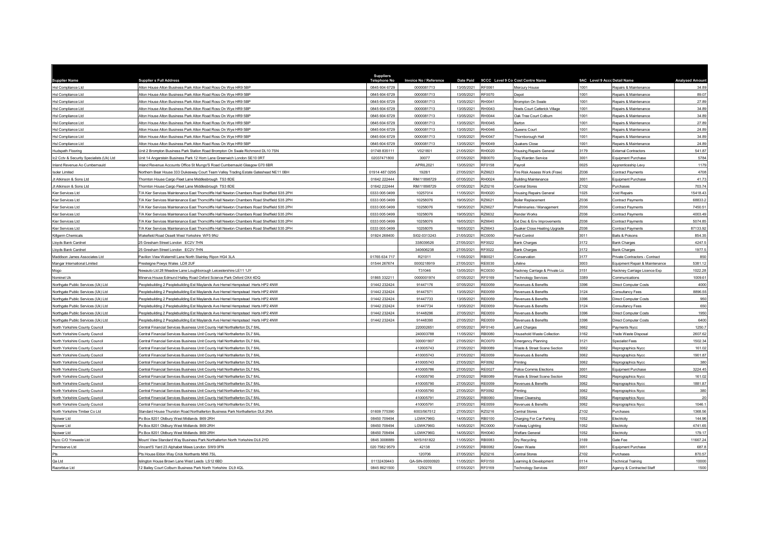| Supplier Name | Supplier s Full Address | Suppliers Telephone No | Invoice No / Reference | Date Paid | 9CCC Level 9 Co Cost Centre Name | | 9AC Level 9 Acc Detail Name | | Analysed Amount |
|---|---|---|---|---|---|---|---|---|---|
| Hsl Compliance Ltd | Alton House Alton Business Park Alton Road Ross On Wye HR9 5BP | 0845 604 6729 | 0000081713 | 13/05/2021 | RF0061 | Mercury House | 1001 | Repairs & Maintenance | 34.89 |
| Hsl Compliance Ltd | Alton House Alton Business Park Alton Road Ross On Wye HR9 5BP | 0845 604 6729 | 0000081713 | 13/05/2021 | RF0070 | Depot | 1001 | Repairs & Maintenance | 89.07 |
| Hsl Compliance Ltd | Alton House Alton Business Park Alton Road Ross On Wye HR9 5BP | 0845 604 6729 | 0000081713 | 13/05/2021 | RH0041 | Brompton On Swale | 1001 | Repairs & Maintenance | 27.89 |
| Hsl Compliance Ltd | Alton House Alton Business Park Alton Road Ross On Wye HR9 5BP | 0845 604 6729 | 0000081713 | 13/05/2021 | RH0043 | Noels Court Catterick Village | 1001 | Repairs & Maintenance | 34.89 |
| Hsl Compliance Ltd | Alton House Alton Business Park Alton Road Ross On Wye HR9 5BP | 0845 604 6729 | 0000081713 | 13/05/2021 | RH0044 | Oak Tree Court Colburn | 1001 | Repairs & Maintenance | 34.89 |
| Hsl Compliance Ltd | Alton House Alton Business Park Alton Road Ross On Wye HR9 5BP | 0845 604 6729 | 0000081713 | 13/05/2021 | RH0045 | Barton | 1001 | Repairs & Maintenance | 27.89 |
| Hsl Compliance Ltd | Alton House Alton Business Park Alton Road Ross On Wye HR9 5BP | 0845 604 6729 | 0000081713 | 13/05/2021 | RH0046 | Queens Court | 1001 | Repairs & Maintenance | 24.89 |
| Hsl Compliance Ltd | Alton House Alton Business Park Alton Road Ross On Wye HR9 5BP | 0845 604 6729 | 0000081713 | 13/05/2021 | RH0047 | Thornborough Hall | 1001 | Repairs & Maintenance | 34.89 |
| Hsl Compliance Ltd | Alton House Alton Business Park Alton Road Ross On Wye HR9 5BP | 0845 604 6729 | 0000081713 | 13/05/2021 | RH0049 | Quakers Close | 1001 | Repairs & Maintenance | 24.89 |
| Hudspeth Flooring | Unit 2 Brompton Business Park Station Road Brompton On Swale Richmond DL10 7SN | 01748 835111 | V021801 | 21/05/2021 | RH0020 | Housing Repairs General | 3179 | External Contractors | 541.87 |
| Ic2 Cctv & Security Specialists (Uk) Ltd | Unit 14 Angerstein Business Park 12 Horn Lane Greenwich London SE10 0RT | 02037471800 | 30077 | 07/05/2021 | RB0070 | Dog Warden Service | 3001 | Equipment Purchase | 5784 |
| Inland Revenue Ao Cumbernauld | Inland Revenue Accounts Office St Mungo'S Road Cumbernauld Glasgow G70 6BR | | APRIL2021 | 13/05/2021 | RF0158 | Payroll | 0025 | Apprenticeship Levy | 1179 |
| Isoler Limited | Northern Bear House 333 Dukesway Court Team Valley Trading Estate Gateshead NE11 0BH | 01914 487 0295 | 1928/1 | 27/05/2021 | RZ6623 | Fire Risk Assess Work (Fraw) | Z036 | Contract Payments | 4708 |
| Jt Atkinson & Sons Ltd | Thornton House Cargo Fleet Lane Middlesbrough TS3 8DE | 01642 222444 | RM/11898729 | 07/05/2021 | RH0024 | Building Maintenance | 3001 | Equipment Purchase | 41.73 |
| Jt Atkinson & Sons Ltd | Thornton House Cargo Fleet Lane Middlesbrough TS3 8DE | 01642 222444 | RM/11898729 | 07/05/2021 | RZ0216 | Central Stores | Z102 | Purchases | 703.74 |
| Kier Services Ltd | T/A Kier Services Maintenance East Thorncliffe Hall Newton Chambers Road Sheffield S35 2PH | 0333 005 0499 | 10257014 | 11/05/2021 | RH0020 | Housing Repairs General | 1025 | Void Repairs | 15418.43 |
| Kier Services Ltd | T/A Kier Services Maintenance East Thorncliffe Hall Newton Chambers Road Sheffield S35 2PH | 0333 005 0499 | 10258076 | 19/05/2021 | RZ6621 | Boiler Replacement | Z036 | Contract Payments | 68833.2 |
| Kier Services Ltd | T/A Kier Services Maintenance East Thorncliffe Hall Newton Chambers Road Sheffield S35 2PH | 0333 005 0499 | 10258076 | 19/05/2021 | RZ6627 | Preliminaries / Management | Z036 | Contract Payments | 7450.51 |
| Kier Services Ltd | T/A Kier Services Maintenance East Thorncliffe Hall Newton Chambers Road Sheffield S35 2PH | 0333 005 0499 | 10258076 | 19/05/2021 | RZ6632 | Render Works | Z036 | Contract Payments | 4003.49 |
| Kier Services Ltd | T/A Kier Services Maintenance East Thorncliffe Hall Newton Chambers Road Sheffield S35 2PH | 0333 005 0499 | 10258076 | 19/05/2021 | RZ6640 | Ext Dec & Env Improvements | Z036 | Contract Payments | 5074.85 |
| Kier Services Ltd | T/A Kier Services Maintenance East Thorncliffe Hall Newton Chambers Road Sheffield S35 2PH | 0333 005 0499 | 10258076 | 19/05/2021 | RZ6643 | Quaker Close Heating Upgrade | Z036 | Contract Payments | 87133.92 |
| Killgerm Chemicals | Wakefield Road Ossett West Yorkshire WF5 9NJ | 01924 268400 | SI02-0313243 | 21/05/2021 | RC0050 | Pest Control | 3011 | Baits & Poisons | 854.35 |
| Lloyds Bank Cardnet | 25 Gresham Street London EC2V 7HN | | 338039526 | 27/05/2021 | RF0022 | Bank Charges | 3172 | Bank Charges | 4247.5 |
| Lloyds Bank Cardnet | 25 Gresham Street London EC2V 7HN | | 340606238 | 27/05/2021 | RF0022 | Bank Charges | 3172 | Bank Charges | 1977.5 |
| Maddison James Associates Ltd | Pavilion View Watermill Lane North Stainley Ripon HG4 3LA | 01765 634 717 | R21011 | 11/05/2021 | RB0021 | Conservation | 3177 | Private Contractors - Contract | 850 |
| Mangar International Limited | Presteigne Powys Wales LD8 2UF | 01544 267674 | 0000218919 | 27/05/2021 | RE0030 | Lifeline | 3003 | Equipment Repair & Maintenance | 5381.12 |
| Mogo | Newauto Ltd 28 Meadow Lane Loughborough Leicestershire LE11 1JY | | T31046 | 13/05/2021 | RC0030 | Hackney Carriage & Private Lic | 3151 | Hackney Carriage Licence Exp | 1022.28 |
| Nominet Uk | Minerva House Edmund Halley Road Oxford Science Park Oxford OX4 4DQ | 01865 332211 | 0000001974 | 07/05/2021 | RF0169 | Technology Services | 3389 | Communications | 1009.61 |
| Northgate Public Services (Uk) Ltd | Peoplebuilding 2 Peoplebuilding Est Maylands Ave Hemel Hempstead Herts HP2 4NW | 01442 232424 | 91447176 | 07/05/2021 | RE0059 | Revenues & Benefits | 3396 | Direct Computer Costs | 4000 |
| Northgate Public Services (Uk) Ltd | Peoplebuilding 2 Peoplebuilding Est Maylands Ave Hemel Hempstead Herts HP2 4NW | 01442 232424 | 91447571 | 13/05/2021 | RE0059 | Revenues & Benefits | 3124 | Consultancy Fees | 8896.55 |
| Northgate Public Services (Uk) Ltd | Peoplebuilding 2 Peoplebuilding Est Maylands Ave Hemel Hempstead Herts HP2 4NW | 01442 232424 | 91447733 | 13/05/2021 | RE0059 | Revenues & Benefits | 3396 | Direct Computer Costs | 950 |
| Northgate Public Services (Uk) Ltd | Peoplebuilding 2 Peoplebuilding Est Maylands Ave Hemel Hempstead Herts HP2 4NW | 01442 232424 | 91447734 | 13/05/2021 | RE0059 | Revenues & Benefits | 3124 | Consultancy Fees | 650 |
| Northgate Public Services (Uk) Ltd | Peoplebuilding 2 Peoplebuilding Est Maylands Ave Hemel Hempstead Herts HP2 4NW | 01442 232424 | 91448296 | 27/05/2021 | RE0059 | Revenues & Benefits | 3396 | Direct Computer Costs | 1950 |
| Northgate Public Services (Uk) Ltd | Peoplebuilding 2 Peoplebuilding Est Maylands Ave Hemel Hempstead Herts HP2 4NW | 01442 232424 | 91448390 | 27/05/2021 | RE0059 | Revenues & Benefits | 3396 | Direct Computer Costs | 6400 |
| North Yorkshire County Council | Central Financial Services Business Unit County Hall Northallerton DL7 8AL | | 220002651 | 07/05/2021 | RF0140 | Land Charges | 3662 | Payments Nycc | 1250.7 |
| North Yorkshire County Council | Central Financial Services Business Unit County Hall Northallerton DL7 8AL | | 240003788 | 11/05/2021 | RB0080 | Household Waste Collection | 3162 | Trade Waste Disposal | 2607.62 |
| North Yorkshire County Council | Central Financial Services Business Unit County Hall Northallerton DL7 8AL | | 300001907 | 27/05/2021 | RC0070 | Emergency Planning | 3121 | Specialist Fees | 1502.34 |
| North Yorkshire County Council | Central Financial Services Business Unit County Hall Northallerton DL7 8AL | | 410005743 | 27/05/2021 | RB0089 | Waste & Street Scene Section | 3062 | Reprographics Nycc | 161.02 |
| North Yorkshire County Council | Central Financial Services Business Unit County Hall Northallerton DL7 8AL | | 410005743 | 27/05/2021 | RE0059 | Revenues & Benefits | 3062 | Reprographics Nycc | 1901.87 |
| North Yorkshire County Council | Central Financial Services Business Unit County Hall Northallerton DL7 8AL | | 410005743 | 27/05/2021 | RF0092 | Printing | 3062 | Reprographics Nycc | 380 |
| North Yorkshire County Council | Central Financial Services Business Unit County Hall Northallerton DL7 8AL | | 410005786 | 27/05/2021 | RE0027 | Police Commis Elections | 3001 | Equipment Purchase | 3224.45 |
| North Yorkshire County Council | Central Financial Services Business Unit County Hall Northallerton DL7 8AL | | 410005790 | 27/05/2021 | RB0089 | Waste & Street Scene Section | 3062 | Reprographics Nycc | 161.02 |
| North Yorkshire County Council | Central Financial Services Business Unit County Hall Northallerton DL7 8AL | | 410005790 | 27/05/2021 | RE0059 | Revenues & Benefits | 3062 | Reprographics Nycc | 1881.87 |
| North Yorkshire County Council | Central Financial Services Business Unit County Hall Northallerton DL7 8AL | | 410005790 | 27/05/2021 | RF0092 | Printing | 3062 | Reprographics Nycc | 380 |
| North Yorkshire County Council | Central Financial Services Business Unit County Hall Northallerton DL7 8AL | | 410005791 | 27/05/2021 | RB0060 | Street Cleansing | 3062 | Reprographics Nycc | 20 |
| North Yorkshire County Council | Central Financial Services Business Unit County Hall Northallerton DL7 8AL | | 410005791 | 27/05/2021 | RE0059 | Revenues & Benefits | 3062 | Reprographics Nycc | 1046.1 |
| North Yorkshire Timber Co Ltd | Standard House Thurston Road Northallerton Business Park Northallerton DL6 2NA | 01609 775390 | 6003/567512 | 27/05/2021 | RZ0216 | Central Stores | Z102 | Purchases | 1368.56 |
| Npower Ltd | Po Box 8201 Oldbury West Midlands B69 2RH | 08450 709494 | LGWK796G | 14/05/2021 | RB0100 | Charging For Car Parking | 1052 | Electricity | 144.96 |
| Npower Ltd | Po Box 8201 Oldbury West Midlands B69 2RH | 08450 709494 | LGWK796G | 14/05/2021 | RC0000 | Footway Lighting | 1052 | Electricity | 4741.65 |
| Npower Ltd | Po Box 8201 Oldbury West Midlands B69 2RH | 08450 709494 | LGWK796G | 14/05/2021 | RH0040 | Welfare General | 1052 | Electricity | 179.17 |
| Nycc C/O Yorwaste Ltd | Mount View Standard Way Business Park Northallerton North Yorkshire DL6 2YD | 0845 3008889 | NYS161822 | 11/05/2021 | RB0083 | Dry Recycling | 3169 | Gate Fee | 11667.24 |
| Permiserve Ltd | Vincent'S Yard 23 Alphabet Mews London SW9 0FN | 020 7582 9579 | 42138 | 21/05/2021 | RB0082 | Green Waste | 3001 | Equipment Purchase | 687.8 |
| Pts | Pts House Eldon Way Crick Northants NN6 7SL | | 120706 | 27/05/2021 | RZ0216 | Central Stores | Z102 | Purchases | 870.57 |
| Qa Ltd | Islington House Brown Lane West Leeds LS12 6BD | 01132439443 | QA-SIN-00000920 | 11/05/2021 | RF0150 | Learning & Development | 0114 | Technical Training | 10000 |
| Razorblue Ltd | 12 Bailey Court Colburn Business Park North Yorkshire DL9 4QL | 0845 8621500 | 1250276 | 07/05/2021 | RF0169 | Technology Services | 0007 | Agency & Contracted Staff | 1500 |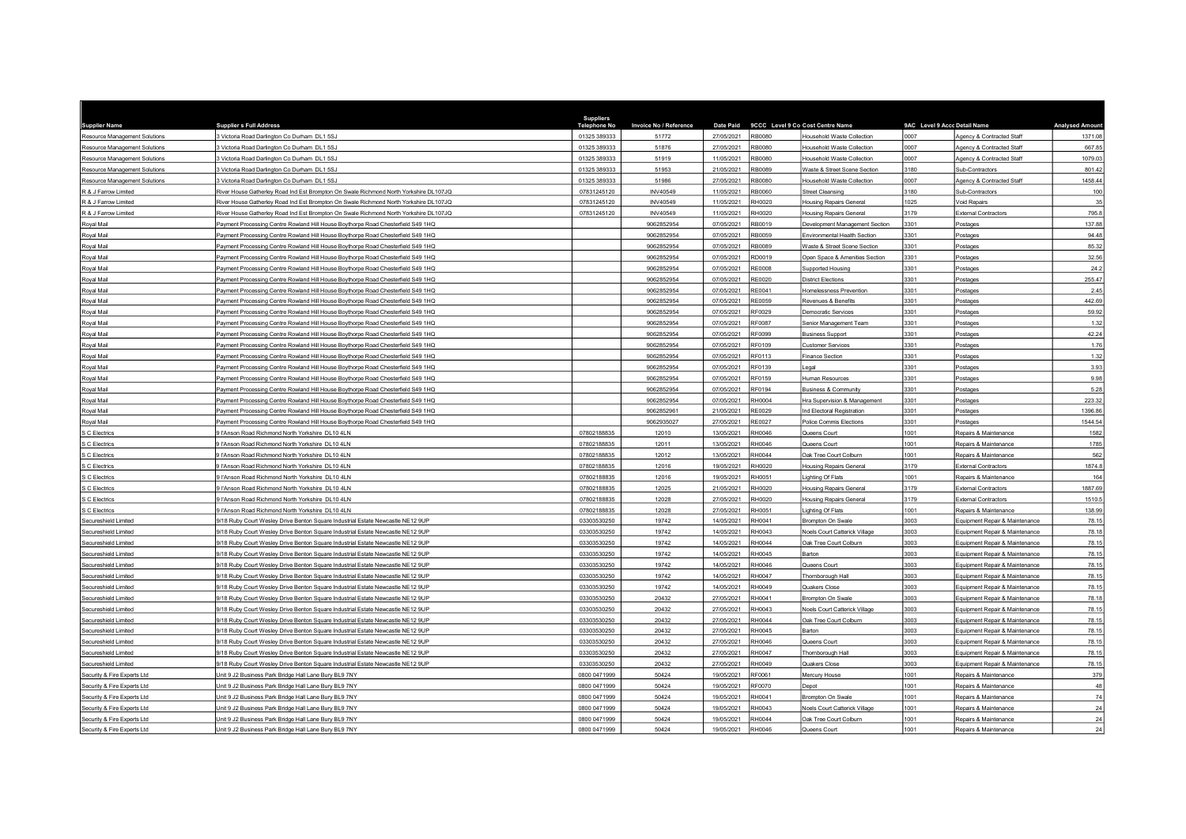| Supplier Name | Supplier s Full Address | Suppliers Telephone No | Invoice No / Reference | Date Paid | 9CCC | Level 9 Co Cost Centre Name | 9AC | Level 9 Acco Detail Name | Analysed Amount |
|---|---|---|---|---|---|---|---|---|---|
| Resource Management Solutions | 3 Victoria Road Darlington Co Durham DL1 5SJ | 01325 389333 | 51772 | 27/05/2021 | RB0080 | Household Waste Collection | 0007 | Agency & Contracted Staff | 1371.08 |
| Resource Management Solutions | 3 Victoria Road Darlington Co Durham DL1 5SJ | 01325 389333 | 51876 | 27/05/2021 | RB0080 | Household Waste Collection | 0007 | Agency & Contracted Staff | 667.85 |
| Resource Management Solutions | 3 Victoria Road Darlington Co Durham DL1 5SJ | 01325 389333 | 51919 | 11/05/2021 | RB0080 | Household Waste Collection | 0007 | Agency & Contracted Staff | 1079.03 |
| Resource Management Solutions | 3 Victoria Road Darlington Co Durham DL1 5SJ | 01325 389333 | 51953 | 21/05/2021 | RB0089 | Waste & Street Scene Section | 3180 | Sub-Contractors | 801.42 |
| Resource Management Solutions | 3 Victoria Road Darlington Co Durham DL1 5SJ | 01325 389333 | 51986 | 27/05/2021 | RB0080 | Household Waste Collection | 0007 | Agency & Contracted Staff | 1458.44 |
| R & J Farrow Limited | River House Gatherley Road Ind Est Brompton On Swale Richmond North Yorkshire DL107JQ | 07831245120 | INV40549 | 11/05/2021 | RB0060 | Street Cleansing | 3180 | Sub-Contractors | 100 |
| R & J Farrow Limited | River House Gatherley Road Ind Est Brompton On Swale Richmond North Yorkshire DL107JQ | 07831245120 | INV40549 | 11/05/2021 | RH0020 | Housing Repairs General | 1025 | Void Repairs | 35 |
| R & J Farrow Limited | River House Gatherley Road Ind Est Brompton On Swale Richmond North Yorkshire DL107JQ | 07831245120 | INV40549 | 11/05/2021 | RH0020 | Housing Repairs General | 3179 | External Contractors | 795.8 |
| Royal Mail | Payment Processing Centre Rowland Hill House Boythorpe Road Chesterfield S49 1HQ | | 9062852954 | 07/05/2021 | RB0019 | Development Management Section | 3301 | Postages | 137.88 |
| Royal Mail | Payment Processing Centre Rowland Hill House Boythorpe Road Chesterfield S49 1HQ | | 9062852954 | 07/05/2021 | RB0059 | Environmental Health Section | 3301 | Postages | 94.48 |
| Royal Mail | Payment Processing Centre Rowland Hill House Boythorpe Road Chesterfield S49 1HQ | | 9062852954 | 07/05/2021 | RB0089 | Waste & Street Scene Section | 3301 | Postages | 85.32 |
| Royal Mail | Payment Processing Centre Rowland Hill House Boythorpe Road Chesterfield S49 1HQ | | 9062852954 | 07/05/2021 | RD0019 | Open Space & Amenities Section | 3301 | Postages | 32.56 |
| Royal Mail | Payment Processing Centre Rowland Hill House Boythorpe Road Chesterfield S49 1HQ | | 9062852954 | 07/05/2021 | RE0008 | Supported Housing | 3301 | Postages | 24.2 |
| Royal Mail | Payment Processing Centre Rowland Hill House Boythorpe Road Chesterfield S49 1HQ | | 9062852954 | 07/05/2021 | RE0020 | District Elections | 3301 | Postages | 255.47 |
| Royal Mail | Payment Processing Centre Rowland Hill House Boythorpe Road Chesterfield S49 1HQ | | 9062852954 | 07/05/2021 | RE0041 | Homelessness Prevention | 3301 | Postages | 2.45 |
| Royal Mail | Payment Processing Centre Rowland Hill House Boythorpe Road Chesterfield S49 1HQ | | 9062852954 | 07/05/2021 | RE0059 | Revenues & Benefits | 3301 | Postages | 442.69 |
| Royal Mail | Payment Processing Centre Rowland Hill House Boythorpe Road Chesterfield S49 1HQ | | 9062852954 | 07/05/2021 | RF0029 | Democratic Services | 3301 | Postages | 59.92 |
| Royal Mail | Payment Processing Centre Rowland Hill House Boythorpe Road Chesterfield S49 1HQ | | 9062852954 | 07/05/2021 | RF0087 | Senior Management Team | 3301 | Postages | 1.32 |
| Royal Mail | Payment Processing Centre Rowland Hill House Boythorpe Road Chesterfield S49 1HQ | | 9062852954 | 07/05/2021 | RF0099 | Business Support | 3301 | Postages | 42.24 |
| Royal Mail | Payment Processing Centre Rowland Hill House Boythorpe Road Chesterfield S49 1HQ | | 9062852954 | 07/05/2021 | RF0109 | Customer Services | 3301 | Postages | 1.76 |
| Royal Mail | Payment Processing Centre Rowland Hill House Boythorpe Road Chesterfield S49 1HQ | | 9062852954 | 07/05/2021 | RF0113 | Finance Section | 3301 | Postages | 1.32 |
| Royal Mail | Payment Processing Centre Rowland Hill House Boythorpe Road Chesterfield S49 1HQ | | 9062852954 | 07/05/2021 | RF0139 | Legal | 3301 | Postages | 3.93 |
| Royal Mail | Payment Processing Centre Rowland Hill House Boythorpe Road Chesterfield S49 1HQ | | 9062852954 | 07/05/2021 | RF0159 | Human Resources | 3301 | Postages | 9.98 |
| Royal Mail | Payment Processing Centre Rowland Hill House Boythorpe Road Chesterfield S49 1HQ | | 9062852954 | 07/05/2021 | RF0194 | Business & Community | 3301 | Postages | 5.28 |
| Royal Mail | Payment Processing Centre Rowland Hill House Boythorpe Road Chesterfield S49 1HQ | | 9062852954 | 07/05/2021 | RH0004 | Hra Supervision & Management | 3301 | Postages | 223.32 |
| Royal Mail | Payment Processing Centre Rowland Hill House Boythorpe Road Chesterfield S49 1HQ | | 9062852961 | 21/05/2021 | RE0029 | Ind Electoral Registration | 3301 | Postages | 1396.86 |
| Royal Mail | Payment Processing Centre Rowland Hill House Boythorpe Road Chesterfield S49 1HQ | | 9062935027 | 27/05/2021 | RE0027 | Police Commis Elections | 3301 | Postages | 1544.54 |
| S C Electrics | 9 I'Anson Road Richmond North Yorkshire DL10 4LN | 07802188835 | 12010 | 13/05/2021 | RH0046 | Queens Court | 1001 | Repairs & Maintenance | 1582 |
| S C Electrics | 9 I'Anson Road Richmond North Yorkshire DL10 4LN | 07802188835 | 12011 | 13/05/2021 | RH0046 | Queens Court | 1001 | Repairs & Maintenance | 1785 |
| S C Electrics | 9 I'Anson Road Richmond North Yorkshire DL10 4LN | 07802188835 | 12012 | 13/05/2021 | RH0044 | Oak Tree Court Colburn | 1001 | Repairs & Maintenance | 562 |
| S C Electrics | 9 I'Anson Road Richmond North Yorkshire DL10 4LN | 07802188835 | 12016 | 19/05/2021 | RH0020 | Housing Repairs General | 3179 | External Contractors | 1874.8 |
| S C Electrics | 9 I'Anson Road Richmond North Yorkshire DL10 4LN | 07802188835 | 12016 | 19/05/2021 | RH0051 | Lighting Of Flats | 1001 | Repairs & Maintenance | 164 |
| S C Electrics | 9 I'Anson Road Richmond North Yorkshire DL10 4LN | 07802188835 | 12025 | 21/05/2021 | RH0020 | Housing Repairs General | 3179 | External Contractors | 1887.69 |
| S C Electrics | 9 I'Anson Road Richmond North Yorkshire DL10 4LN | 07802188835 | 12028 | 27/05/2021 | RH0020 | Housing Repairs General | 3179 | External Contractors | 1510.5 |
| S C Electrics | 9 I'Anson Road Richmond North Yorkshire DL10 4LN | 07802188835 | 12028 | 27/05/2021 | RH0051 | Lighting Of Flats | 1001 | Repairs & Maintenance | 138.99 |
| Secureshield Limited | 9/18 Ruby Court Wesley Drive Benton Square Industrial Estate Newcastle NE12 9UP | 03303530250 | 19742 | 14/05/2021 | RH0041 | Brompton On Swale | 3003 | Equipment Repair & Maintenance | 78.15 |
| Secureshield Limited | 9/18 Ruby Court Wesley Drive Benton Square Industrial Estate Newcastle NE12 9UP | 03303530250 | 19742 | 14/05/2021 | RH0043 | Noels Court Catterick Village | 3003 | Equipment Repair & Maintenance | 78.18 |
| Secureshield Limited | 9/18 Ruby Court Wesley Drive Benton Square Industrial Estate Newcastle NE12 9UP | 03303530250 | 19742 | 14/05/2021 | RH0044 | Oak Tree Court Colburn | 3003 | Equipment Repair & Maintenance | 78.15 |
| Secureshield Limited | 9/18 Ruby Court Wesley Drive Benton Square Industrial Estate Newcastle NE12 9UP | 03303530250 | 19742 | 14/05/2021 | RH0045 | Barton | 3003 | Equipment Repair & Maintenance | 78.15 |
| Secureshield Limited | 9/18 Ruby Court Wesley Drive Benton Square Industrial Estate Newcastle NE12 9UP | 03303530250 | 19742 | 14/05/2021 | RH0046 | Queens Court | 3003 | Equipment Repair & Maintenance | 78.15 |
| Secureshield Limited | 9/18 Ruby Court Wesley Drive Benton Square Industrial Estate Newcastle NE12 9UP | 03303530250 | 19742 | 14/05/2021 | RH0047 | Thornborough Hall | 3003 | Equipment Repair & Maintenance | 78.15 |
| Secureshield Limited | 9/18 Ruby Court Wesley Drive Benton Square Industrial Estate Newcastle NE12 9UP | 03303530250 | 19742 | 14/05/2021 | RH0049 | Quakers Close | 3003 | Equipment Repair & Maintenance | 78.15 |
| Secureshield Limited | 9/18 Ruby Court Wesley Drive Benton Square Industrial Estate Newcastle NE12 9UP | 03303530250 | 20432 | 27/05/2021 | RH0041 | Brompton On Swale | 3003 | Equipment Repair & Maintenance | 78.18 |
| Secureshield Limited | 9/18 Ruby Court Wesley Drive Benton Square Industrial Estate Newcastle NE12 9UP | 03303530250 | 20432 | 27/05/2021 | RH0043 | Noels Court Catterick Village | 3003 | Equipment Repair & Maintenance | 78.15 |
| Secureshield Limited | 9/18 Ruby Court Wesley Drive Benton Square Industrial Estate Newcastle NE12 9UP | 03303530250 | 20432 | 27/05/2021 | RH0044 | Oak Tree Court Colburn | 3003 | Equipment Repair & Maintenance | 78.15 |
| Secureshield Limited | 9/18 Ruby Court Wesley Drive Benton Square Industrial Estate Newcastle NE12 9UP | 03303530250 | 20432 | 27/05/2021 | RH0045 | Barton | 3003 | Equipment Repair & Maintenance | 78.15 |
| Secureshield Limited | 9/18 Ruby Court Wesley Drive Benton Square Industrial Estate Newcastle NE12 9UP | 03303530250 | 20432 | 27/05/2021 | RH0046 | Queens Court | 3003 | Equipment Repair & Maintenance | 78.15 |
| Secureshield Limited | 9/18 Ruby Court Wesley Drive Benton Square Industrial Estate Newcastle NE12 9UP | 03303530250 | 20432 | 27/05/2021 | RH0047 | Thornborough Hall | 3003 | Equipment Repair & Maintenance | 78.15 |
| Secureshield Limited | 9/18 Ruby Court Wesley Drive Benton Square Industrial Estate Newcastle NE12 9UP | 03303530250 | 20432 | 27/05/2021 | RH0049 | Quakers Close | 3003 | Equipment Repair & Maintenance | 78.15 |
| Security & Fire Experts Ltd | Unit 9 J2 Business Park Bridge Hall Lane Bury BL9 7NY | 0800 0471999 | 50424 | 19/05/2021 | RF0061 | Mercury House | 1001 | Repairs & Maintenance | 379 |
| Security & Fire Experts Ltd | Unit 9 J2 Business Park Bridge Hall Lane Bury BL9 7NY | 0800 0471999 | 50424 | 19/05/2021 | RF0070 | Depot | 1001 | Repairs & Maintenance | 48 |
| Security & Fire Experts Ltd | Unit 9 J2 Business Park Bridge Hall Lane Bury BL9 7NY | 0800 0471999 | 50424 | 19/05/2021 | RH0041 | Brompton On Swale | 1001 | Repairs & Maintenance | 74 |
| Security & Fire Experts Ltd | Unit 9 J2 Business Park Bridge Hall Lane Bury BL9 7NY | 0800 0471999 | 50424 | 19/05/2021 | RH0043 | Noels Court Catterick Village | 1001 | Repairs & Maintenance | 24 |
| Security & Fire Experts Ltd | Unit 9 J2 Business Park Bridge Hall Lane Bury BL9 7NY | 0800 0471999 | 50424 | 19/05/2021 | RH0044 | Oak Tree Court Colburn | 1001 | Repairs & Maintenance | 24 |
| Security & Fire Experts Ltd | Unit 9 J2 Business Park Bridge Hall Lane Bury BL9 7NY | 0800 0471999 | 50424 | 19/05/2021 | RH0046 | Queens Court | 1001 | Repairs & Maintenance | 24 |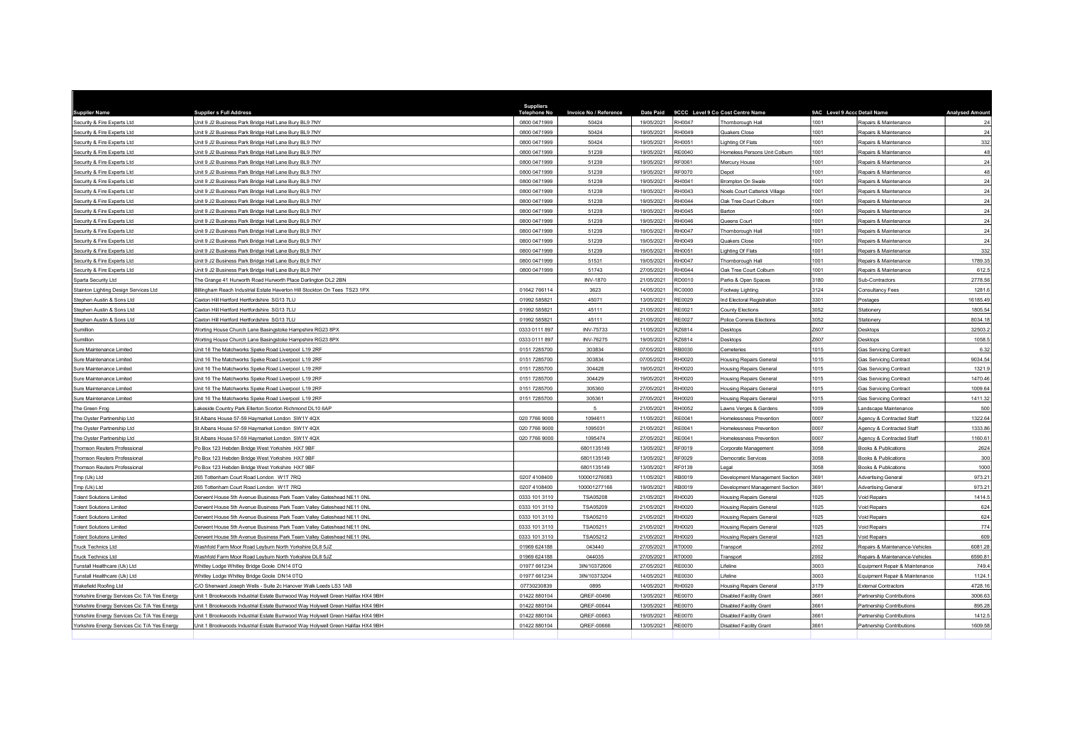| Supplier Name | Supplier s Full Address | Suppliers Telephone No | Invoice No / Reference | Date Paid | 9CCC Level 9 Co | Cost Centre Name | 9AC Level 9 Acc | Detail Name | Analysed Amount |
|---|---|---|---|---|---|---|---|---|---|
| Security & Fire Experts Ltd | Unit 9 J2 Business Park Bridge Hall Lane Bury BL9 7NY | 0800 0471999 | 50424 | 19/05/2021 | RH0047 | Thornborough Hall | 1001 | Repairs & Maintenance | 24 |
| Security & Fire Experts Ltd | Unit 9 J2 Business Park Bridge Hall Lane Bury BL9 7NY | 0800 0471999 | 50424 | 19/05/2021 | RH0049 | Quakers Close | 1001 | Repairs & Maintenance | 24 |
| Security & Fire Experts Ltd | Unit 9 J2 Business Park Bridge Hall Lane Bury BL9 7NY | 0800 0471999 | 50424 | 19/05/2021 | RH0051 | Lighting Of Flats | 1001 | Repairs & Maintenance | 332 |
| Security & Fire Experts Ltd | Unit 9 J2 Business Park Bridge Hall Lane Bury BL9 7NY | 0800 0471999 | 51239 | 19/05/2021 | RE0040 | Homeless Persons Unit Colburn | 1001 | Repairs & Maintenance | 48 |
| Security & Fire Experts Ltd | Unit 9 J2 Business Park Bridge Hall Lane Bury BL9 7NY | 0800 0471999 | 51239 | 19/05/2021 | RF0061 | Mercury House | 1001 | Repairs & Maintenance | 24 |
| Security & Fire Experts Ltd | Unit 9 J2 Business Park Bridge Hall Lane Bury BL9 7NY | 0800 0471999 | 51239 | 19/05/2021 | RF0070 | Depot | 1001 | Repairs & Maintenance | 48 |
| Security & Fire Experts Ltd | Unit 9 J2 Business Park Bridge Hall Lane Bury BL9 7NY | 0800 0471999 | 51239 | 19/05/2021 | RH0041 | Brompton On Swale | 1001 | Repairs & Maintenance | 24 |
| Security & Fire Experts Ltd | Unit 9 J2 Business Park Bridge Hall Lane Bury BL9 7NY | 0800 0471999 | 51239 | 19/05/2021 | RH0043 | Noels Court Catterick Village | 1001 | Repairs & Maintenance | 24 |
| Security & Fire Experts Ltd | Unit 9 J2 Business Park Bridge Hall Lane Bury BL9 7NY | 0800 0471999 | 51239 | 19/05/2021 | RH0044 | Oak Tree Court Colburn | 1001 | Repairs & Maintenance | 24 |
| Security & Fire Experts Ltd | Unit 9 J2 Business Park Bridge Hall Lane Bury BL9 7NY | 0800 0471999 | 51239 | 19/05/2021 | RH0045 | Barton | 1001 | Repairs & Maintenance | 24 |
| Security & Fire Experts Ltd | Unit 9 J2 Business Park Bridge Hall Lane Bury BL9 7NY | 0800 0471999 | 51239 | 19/05/2021 | RH0046 | Queens Court | 1001 | Repairs & Maintenance | 24 |
| Security & Fire Experts Ltd | Unit 9 J2 Business Park Bridge Hall Lane Bury BL9 7NY | 0800 0471999 | 51239 | 19/05/2021 | RH0047 | Thornborough Hall | 1001 | Repairs & Maintenance | 24 |
| Security & Fire Experts Ltd | Unit 9 J2 Business Park Bridge Hall Lane Bury BL9 7NY | 0800 0471999 | 51239 | 19/05/2021 | RH0049 | Quakers Close | 1001 | Repairs & Maintenance | 24 |
| Security & Fire Experts Ltd | Unit 9 J2 Business Park Bridge Hall Lane Bury BL9 7NY | 0800 0471999 | 51239 | 19/05/2021 | RH0051 | Lighting Of Flats | 1001 | Repairs & Maintenance | 332 |
| Security & Fire Experts Ltd | Unit 9 J2 Business Park Bridge Hall Lane Bury BL9 7NY | 0800 0471999 | 51531 | 19/05/2021 | RH0047 | Thornborough Hall | 1001 | Repairs & Maintenance | 1789.35 |
| Security & Fire Experts Ltd | Unit 9 J2 Business Park Bridge Hall Lane Bury BL9 7NY | 0800 0471999 | 51743 | 27/05/2021 | RH0044 | Oak Tree Court Colburn | 1001 | Repairs & Maintenance | 612.5 |
| Sparta Security Ltd | The Grange 41 Hurworth Road Hurworth Place Darlington DL2 2BN | | INV-1870 | 21/05/2021 | RD0010 | Parks & Open Spaces | 3180 | Sub-Contractors | 2778.56 |
| Stainton Lighting Design Services Ltd | Billingham Reach Industrial Estate Haverton Hill Stockton On Tees TS23 1PX | 01642 766114 | 3623 | 14/05/2021 | RC0000 | Footway Lighting | 3124 | Consultancy Fees | 1281.6 |
| Stephen Austin & Sons Ltd | Caxton Hill Hertford Hertfordshire SG13 7LU | 01992 585821 | 45071 | 13/05/2021 | RE0029 | Ind Electoral Registration | 3301 | Postages | 16185.49 |
| Stephen Austin & Sons Ltd | Caxton Hill Hertford Hertfordshire SG13 7LU | 01992 585821 | 45111 | 21/05/2021 | RE0021 | County Elections | 3052 | Stationery | 1805.54 |
| Stephen Austin & Sons Ltd | Caxton Hill Hertford Hertfordshire SG13 7LU | 01992 585821 | 45111 | 21/05/2021 | RE0027 | Police Commis Elections | 3052 | Stationery | 8034.18 |
| Sumillion | Worting House Church Lane Basingstoke Hampshire RG23 8PX | 0333 0111 897 | INV-75733 | 11/05/2021 | RZ6814 | Desktops | Z607 | Desktops | 32503.2 |
| Sumillion | Worting House Church Lane Basingstoke Hampshire RG23 8PX | 0333 0111 897 | INV-76275 | 19/05/2021 | RZ6814 | Desktops | Z607 | Desktops | 1058.5 |
| Sure Maintenance Limited | Unit 16 The Matchworks Speke Road Liverpool L19 2RF | 0151 7285700 | 303834 | 07/05/2021 | RB0030 | Cemeteries | 1015 | Gas Servicing Contract | 6.32 |
| Sure Maintenance Limited | Unit 16 The Matchworks Speke Road Liverpool L19 2RF | 0151 7285700 | 303834 | 07/05/2021 | RH0020 | Housing Repairs General | 1015 | Gas Servicing Contract | 9034.54 |
| Sure Maintenance Limited | Unit 16 The Matchworks Speke Road Liverpool L19 2RF | 0151 7285700 | 304428 | 19/05/2021 | RH0020 | Housing Repairs General | 1015 | Gas Servicing Contract | 1321.9 |
| Sure Maintenance Limited | Unit 16 The Matchworks Speke Road Liverpool L19 2RF | 0151 7285700 | 304429 | 19/05/2021 | RH0020 | Housing Repairs General | 1015 | Gas Servicing Contract | 1470.46 |
| Sure Maintenance Limited | Unit 16 The Matchworks Speke Road Liverpool L19 2RF | 0151 7285700 | 305360 | 27/05/2021 | RH0020 | Housing Repairs General | 1015 | Gas Servicing Contract | 1009.64 |
| Sure Maintenance Limited | Unit 16 The Matchworks Speke Road Liverpool L19 2RF | 0151 7285700 | 305361 | 27/05/2021 | RH0020 | Housing Repairs General | 1015 | Gas Servicing Contract | 1411.32 |
| The Green Frog | Lakeside Country Park Ellerton Scorton Richmond DL10 6AP | | 5 | 21/05/2021 | RH0052 | Lawns Verges & Gardens | 1009 | Landscape Maintenance | 500 |
| The Oyster Partnership Ltd | St Albans House 57-59 Haymarket London SW1Y 4QX | 020 7766 9000 | 1094611 | 11/05/2021 | RE0041 | Homelessness Prevention | 0007 | Agency & Contracted Staff | 1322.64 |
| The Oyster Partnership Ltd | St Albans House 57-59 Haymarket London SW1Y 4QX | 020 7766 9000 | 1095031 | 21/05/2021 | RE0041 | Homelessness Prevention | 0007 | Agency & Contracted Staff | 1333.86 |
| The Oyster Partnership Ltd | St Albans House 57-59 Haymarket London SW1Y 4QX | 020 7766 9000 | 1095474 | 27/05/2021 | RE0041 | Homelessness Prevention | 0007 | Agency & Contracted Staff | 1160.61 |
| Thomson Reuters Professional | Po Box 123 Hebden Bridge West Yorkshire HX7 9BF | | 6801135149 | 13/05/2021 | RF0019 | Corporate Management | 3058 | Books & Publications | 2624 |
| Thomson Reuters Professional | Po Box 123 Hebden Bridge West Yorkshire HX7 9BF | | 6801135149 | 13/05/2021 | RF0029 | Democratic Services | 3058 | Books & Publications | 300 |
| Thomson Reuters Professional | Po Box 123 Hebden Bridge West Yorkshire HX7 9BF | | 6801135149 | 13/05/2021 | RF0139 | Legal | 3058 | Books & Publications | 1000 |
| Tmp (Uk) Ltd | 265 Tottenham Court Road London W1T 7RQ | 0207 4108400 | 100001276083 | 11/05/2021 | RB0019 | Development Management Section | 3691 | Advertising General | 973.21 |
| Tmp (Uk) Ltd | 265 Tottenham Court Road London W1T 7RQ | 0207 4108400 | 100001277166 | 19/05/2021 | RB0019 | Development Management Section | 3691 | Advertising General | 973.21 |
| Tolent Solutions Limited | Derwent House 5th Avenue Business Park Team Valley Gateshead NE11 0NL | 0333 101 3110 | TSA05208 | 21/05/2021 | RH0020 | Housing Repairs General | 1025 | Void Repairs | 1414.5 |
| Tolent Solutions Limited | Derwent House 5th Avenue Business Park Team Valley Gateshead NE11 0NL | 0333 101 3110 | TSA05209 | 21/05/2021 | RH0020 | Housing Repairs General | 1025 | Void Repairs | 624 |
| Tolent Solutions Limited | Derwent House 5th Avenue Business Park Team Valley Gateshead NE11 0NL | 0333 101 3110 | TSA05210 | 21/05/2021 | RH0020 | Housing Repairs General | 1025 | Void Repairs | 624 |
| Tolent Solutions Limited | Derwent House 5th Avenue Business Park Team Valley Gateshead NE11 0NL | 0333 101 3110 | TSA05211 | 21/05/2021 | RH0020 | Housing Repairs General | 1025 | Void Repairs | 774 |
| Tolent Solutions Limited | Derwent House 5th Avenue Business Park Team Valley Gateshead NE11 0NL | 0333 101 3110 | TSA05212 | 21/05/2021 | RH0020 | Housing Repairs General | 1025 | Void Repairs | 609 |
| Truck Technics Ltd | Washfold Farm Moor Road Leyburn North Yorkshire DL8 5JZ | 01969 624188 | 043440 | 27/05/2021 | RT0000 | Transport | 2002 | Repairs & Maintenance-Vehicles | 6081.28 |
| Truck Technics Ltd | Washfold Farm Moor Road Leyburn North Yorkshire DL8 5JZ | 01969 624188 | 044035 | 27/05/2021 | RT0000 | Transport | 2002 | Repairs & Maintenance-Vehicles | 6590.81 |
| Tunstall Healthcare (Uk) Ltd | Whitley Lodge Whitley Bridge Goole DN14 0TQ | 01977 661234 | 3IN/10372606 | 27/05/2021 | RE0030 | Lifeline | 3003 | Equipment Repair & Maintenance | 749.4 |
| Tunstall Healthcare (Uk) Ltd | Whitley Lodge Whitley Bridge Goole DN14 0TQ | 01977 661234 | 3IN/10373204 | 14/05/2021 | RE0030 | Lifeline | 3003 | Equipment Repair & Maintenance | 1124.1 |
| Wakefield Roofing Ltd | C/O Sherward Joseph Wells - Suite 2c Hanover Walk Leeds LS3 1AB | 07730230839 | 0895 | 14/05/2021 | RH0020 | Housing Repairs General | 3179 | External Contractors | 4728.16 |
| Yorkshire Energy Services Cic T/A Yes Energy | Unit 1 Brookwoods Industrial Estate Burnwood Way Holywell Green Halifax HX4 9BH | 01422 880104 | QREF-00496 | 13/05/2021 | RE0070 | Disabled Facility Grant | 3661 | Partnership Contributions | 3006.63 |
| Yorkshire Energy Services Cic T/A Yes Energy | Unit 1 Brookwoods Industrial Estate Burnwood Way Holywell Green Halifax HX4 9BH | 01422 880104 | QREF-00644 | 13/05/2021 | RE0070 | Disabled Facility Grant | 3661 | Partnership Contributions | 895.28 |
| Yorkshire Energy Services Cic T/A Yes Energy | Unit 1 Brookwoods Industrial Estate Burnwood Way Holywell Green Halifax HX4 9BH | 01422 880104 | QREF-00663 | 19/05/2021 | RE0070 | Disabled Facility Grant | 3661 | Partnership Contributions | 1412.5 |
| Yorkshire Energy Services Cic T/A Yes Energy | Unit 1 Brookwoods Industrial Estate Burnwood Way Holywell Green Halifax HX4 9BH | 01422 880104 | QREF-00666 | 13/05/2021 | RE0070 | Disabled Facility Grant | 3661 | Partnership Contributions | 1609.58 |